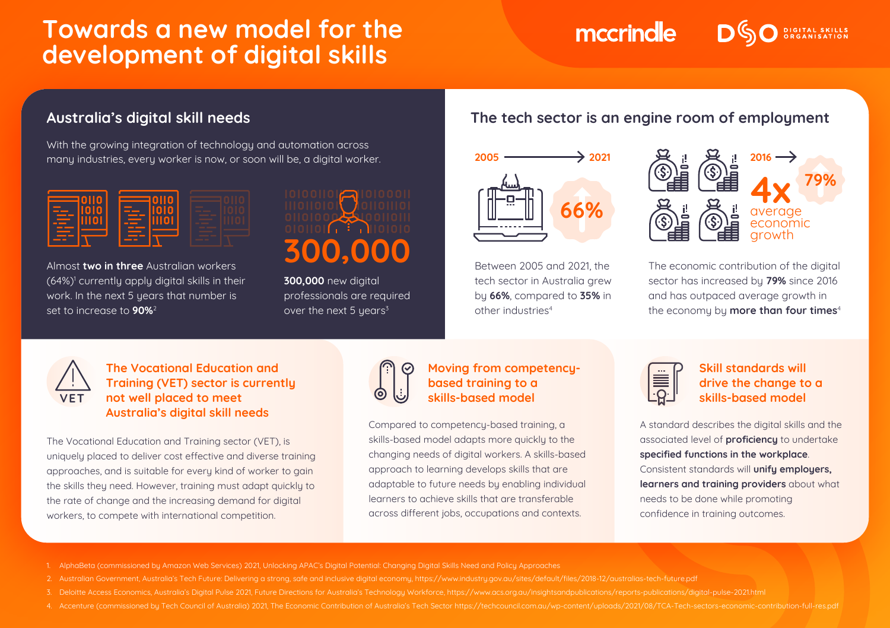# Towards a new model for the development of digital skills

mccrindle | DSO Digital Skills Organisation

## Australia's digital skill needs

With the growing integration of technology and automation across many industries, every worker is now, or soon will be, a digital worker.

Almost **two in three** Australian workers (64%)[1] currently apply digital skills in their work. In the next 5 years that number is set to increase to **90%**[2]

**300,000**

**300,000** new digital professionals are required over the next 5 years[3]

## The tech sector is an engine room of employment

2005 → 2021

**66%**

Between 2005 and 2021, the tech sector in Australia grew by **66%**, compared to **35%** in other industries[4]

2016 →

**79%**

**4x** average economic growth

The economic contribution of the digital sector has increased by **79%** since 2016 and has outpaced average growth in the economy by **more than four times**[4]

### The Vocational Education and Training (VET) sector is currently not well placed to meet Australia's digital skill needs

The Vocational Education and Training sector (VET), is uniquely placed to deliver cost effective and diverse training approaches, and is suitable for every kind of worker to gain the skills they need. However, training must adapt quickly to the rate of change and the increasing demand for digital workers, to compete with international competition.

### Moving from competency-based training to a skills-based model

Compared to competency-based training, a skills-based model adapts more quickly to the changing needs of digital workers. A skills-based approach to learning develops skills that are adaptable to future needs by enabling individual learners to achieve skills that are transferable across different jobs, occupations and contexts.

### Skill standards will drive the change to a skills-based model

A standard describes the digital skills and the associated level of **proficiency** to undertake **specified functions in the workplace**. Consistent standards will **unify employers, learners and training providers** about what needs to be done while promoting confidence in training outcomes.

1. AlphaBeta (commissioned by Amazon Web Services) 2021, Unlocking APAC's Digital Potential: Changing Digital Skills Need and Policy Approaches
2. Australian Government, Australia's Tech Future: Delivering a strong, safe and inclusive digital economy, https://www.industry.gov.au/sites/default/files/2018-12/australias-tech-future.pdf
3. Deloitte Access Economics, Australia's Digital Pulse 2021, Future Directions for Australia's Technology Workforce, https://www.acs.org.au/insightsandpublications/reports-publications/digital-pulse-2021.html
4. Accenture (commissioned by Tech Council of Australia) 2021, The Economic Contribution of Australia's Tech Sector https://techcouncil.com.au/wp-content/uploads/2021/08/TCA-Tech-sectors-economic-contribution-full-res.pdf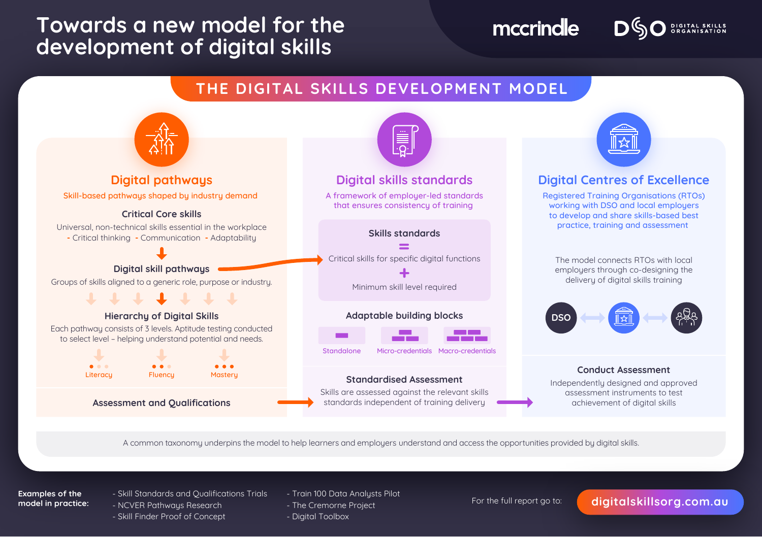# Towards a new model for the development of digital skills

mccrindle

DSO DIGITAL SKILLS ORGANISATION

## THE DIGITAL SKILLS DEVELOPMENT MODEL

### Digital pathways

Skill-based pathways shaped by industry demand

**Critical Core skills**

Universal, non-technical skills essential in the workplace
- Critical thinking - Communication - Adaptability

**Digital skill pathways**

Groups of skills aligned to a generic role, purpose or industry.

**Hierarchy of Digital Skills**

Each pathway consists of 3 levels. Aptitude testing conducted to select level – helping understand potential and needs.

Literacy | Fluency | Mastery

**Assessment and Qualifications**

### Digital skills standards

A framework of employer-led standards that ensures consistency of training

**Skills standards**

=

Critical skills for specific digital functions

+

Minimum skill level required

**Adaptable building blocks**

Standalone | Micro-credentials | Macro-credentials

**Standardised Assessment**

Skills are assessed against the relevant skills standards independent of training delivery

### Digital Centres of Excellence

Registered Training Organisations (RTOs) working with DSO and local employers to develop and share skills-based best practice, training and assessment

The model connects RTOs with local employers through co-designing the delivery of digital skills training

DSO

**Conduct Assessment**

Independently designed and approved assessment instruments to test achievement of digital skills

A common taxonomy underpins the model to help learners and employers understand and access the opportunities provided by digital skills.

**Examples of the model in practice:**

- Skill Standards and Qualifications Trials
- NCVER Pathways Research
- Skill Finder Proof of Concept
- Train 100 Data Analysts Pilot
- The Cremorne Project
- Digital Toolbox

For the full report go to: digitalskillsorg.com.au